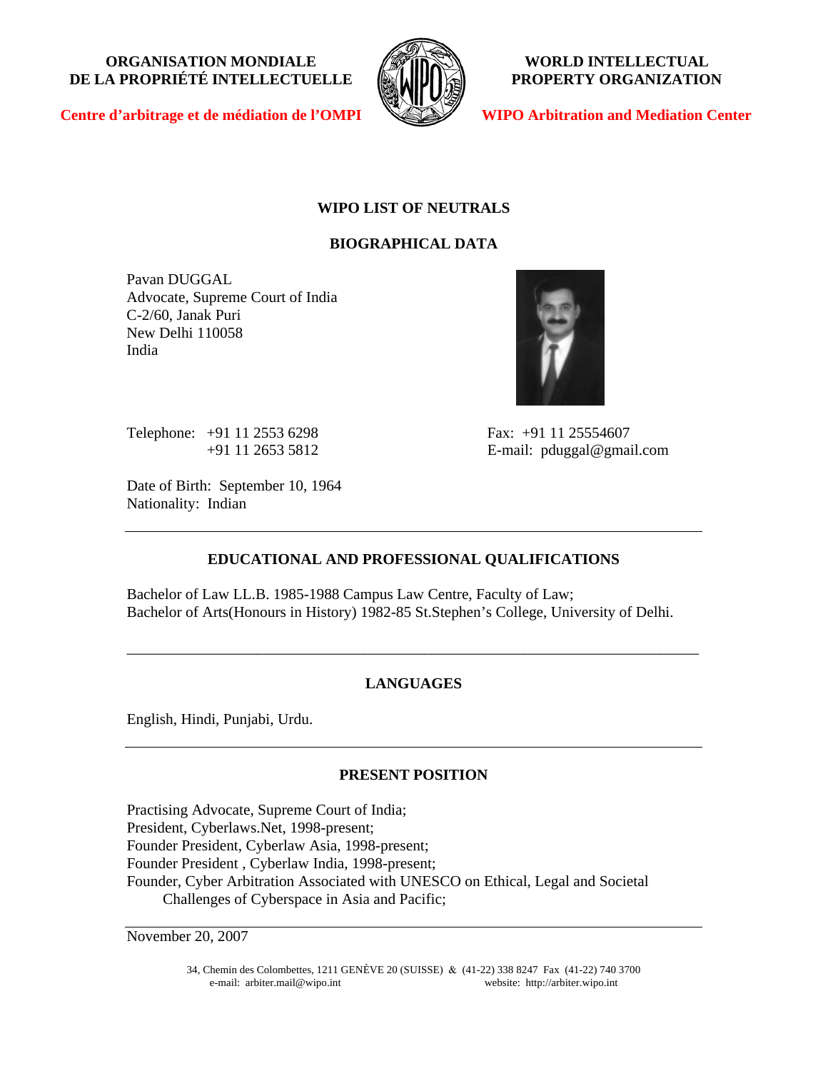**ORGANISATION MONDIALE DE LA PROPRIÉTÉ INTELLECTUELLE**

**Centre d'arbitrage et de médiation de l'OMPI**

**WORLD INTELLECTUAL PROPERTY ORGANIZATION**

**WIPO Arbitration and Mediation Center**

# WIPO LIST OF NEUTRALS

## BIOGRAPHICAL DATA

Pavan DUGGAL
Advocate, Supreme Court of India
C-2/60, Janak Puri
New Delhi 110058
India

Telephone: +91 11 2553 6298
+91 11 2653 5812

Fax: +91 11 25554607
E-mail: pduggal@gmail.com

Date of Birth: September 10, 1964
Nationality: Indian

---

## EDUCATIONAL AND PROFESSIONAL QUALIFICATIONS

Bachelor of Law LL.B. 1985-1988 Campus Law Centre, Faculty of Law;
Bachelor of Arts(Honours in History) 1982-85 St.Stephen's College, University of Delhi.

---

## LANGUAGES

English, Hindi, Punjabi, Urdu.

---

## PRESENT POSITION

Practising Advocate, Supreme Court of India;
President, Cyberlaws.Net, 1998-present;
Founder President, Cyberlaw Asia, 1998-present;
Founder President , Cyberlaw India, 1998-present;
Founder, Cyber Arbitration Associated with UNESCO on Ethical, Legal and Societal Challenges of Cyberspace in Asia and Pacific;

---

November 20, 2007

34, Chemin des Colombettes, 1211 GENÈVE 20 (SUISSE) & (41-22) 338 8247 Fax (41-22) 740 3700
e-mail: arbiter.mail@wipo.int website: http://arbiter.wipo.int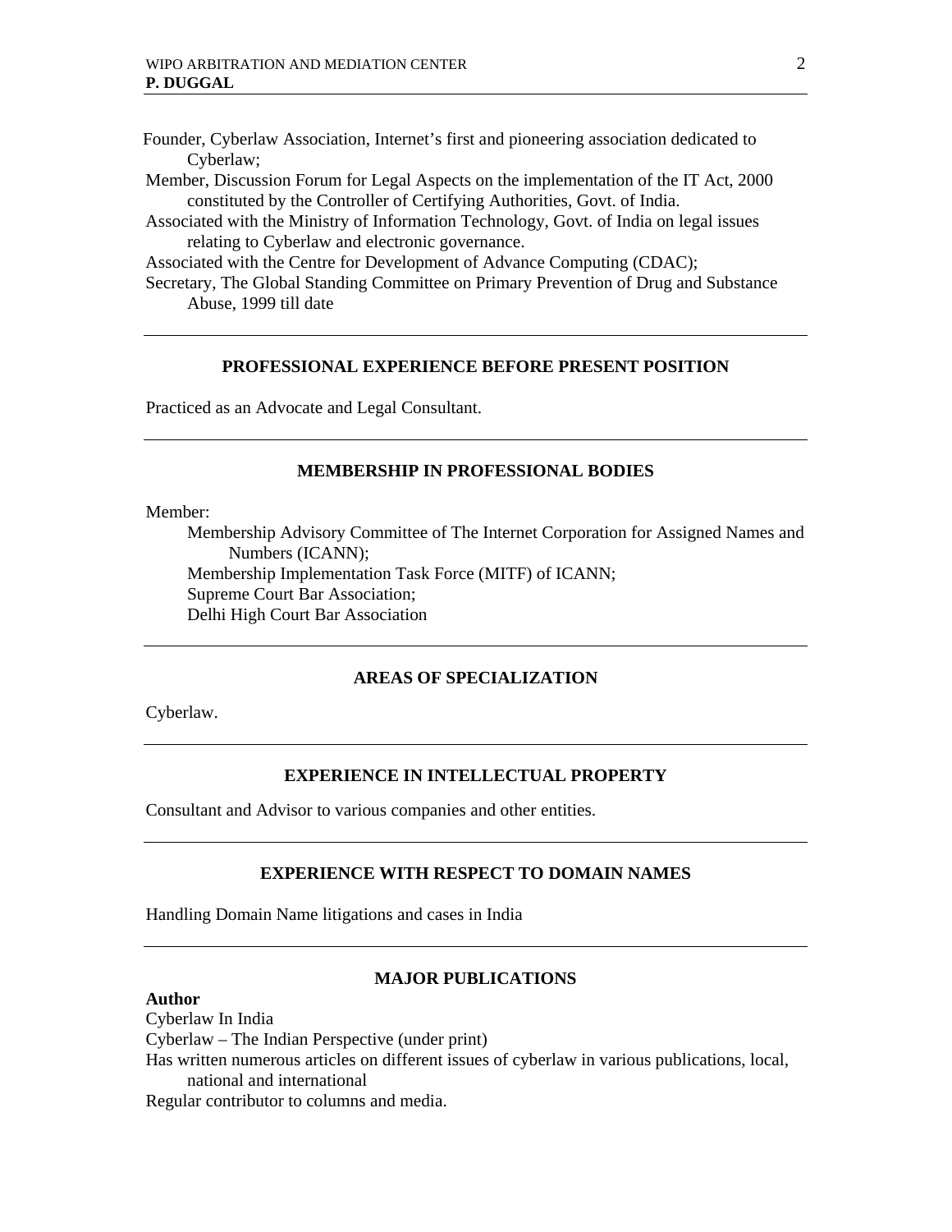Founder, Cyberlaw Association, Internet's first and pioneering association dedicated to Cyberlaw;
Member, Discussion Forum for Legal Aspects on the implementation of the IT Act, 2000 constituted by the Controller of Certifying Authorities, Govt. of India.
Associated with the Ministry of Information Technology, Govt. of India on legal issues relating to Cyberlaw and electronic governance.
Associated with the Centre for Development of Advance Computing (CDAC);
Secretary, The Global Standing Committee on Primary Prevention of Drug and Substance Abuse, 1999 till date

---

## PROFESSIONAL EXPERIENCE BEFORE PRESENT POSITION

Practiced as an Advocate and Legal Consultant.

---

## MEMBERSHIP IN PROFESSIONAL BODIES

Member:

- Membership Advisory Committee of The Internet Corporation for Assigned Names and Numbers (ICANN);
- Membership Implementation Task Force (MITF) of ICANN;
- Supreme Court Bar Association;
- Delhi High Court Bar Association

---

## AREAS OF SPECIALIZATION

Cyberlaw.

---

## EXPERIENCE IN INTELLECTUAL PROPERTY

Consultant and Advisor to various companies and other entities.

---

## EXPERIENCE WITH RESPECT TO DOMAIN NAMES

Handling Domain Name litigations and cases in India

---

## MAJOR PUBLICATIONS

**Author**

Cyberlaw In India
Cyberlaw – The Indian Perspective (under print)
Has written numerous articles on different issues of cyberlaw in various publications, local, national and international
Regular contributor to columns and media.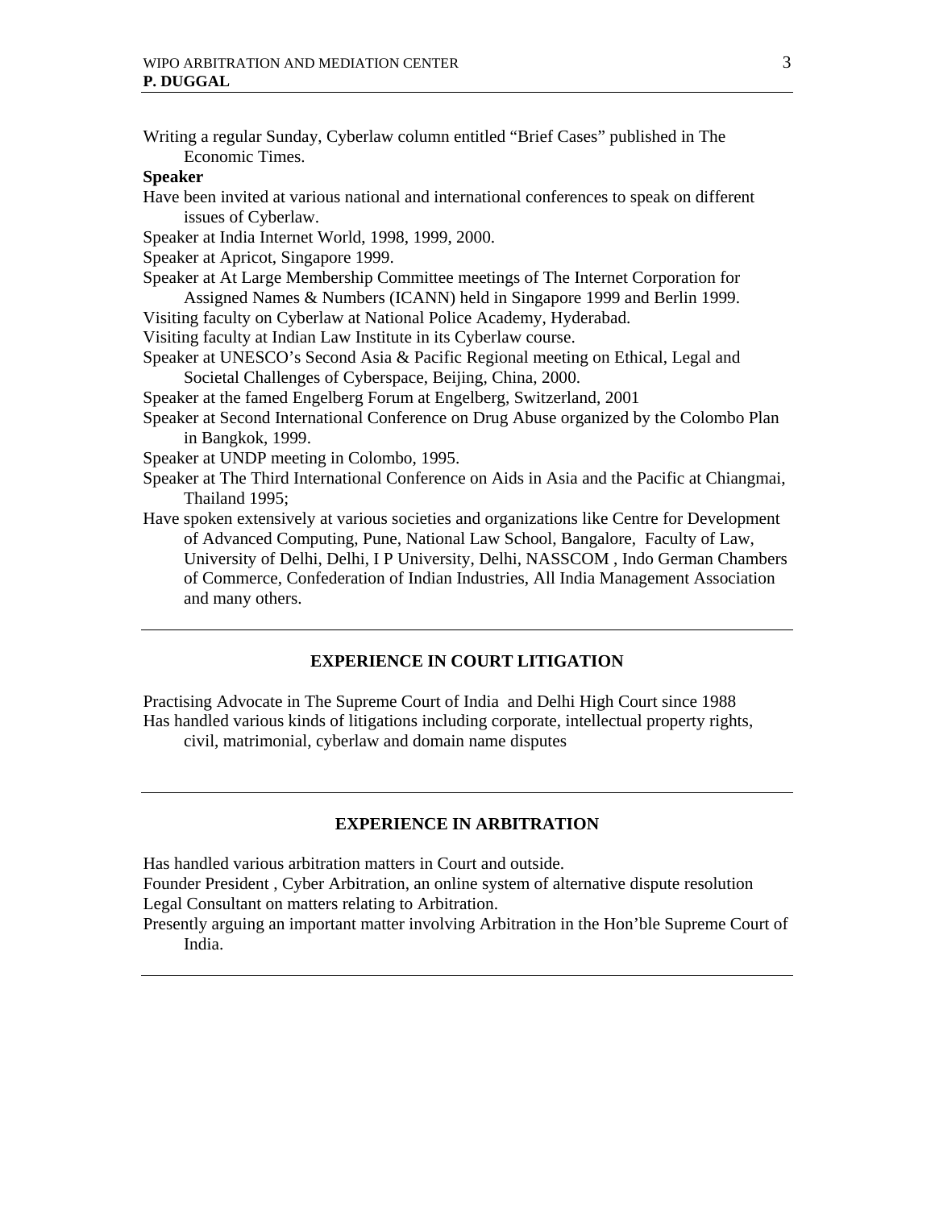Writing a regular Sunday, Cyberlaw column entitled "Brief Cases" published in The Economic Times.

**Speaker**

Have been invited at various national and international conferences to speak on different issues of Cyberlaw.

Speaker at India Internet World, 1998, 1999, 2000.

Speaker at Apricot, Singapore 1999.

Speaker at At Large Membership Committee meetings of The Internet Corporation for Assigned Names & Numbers (ICANN) held in Singapore 1999 and Berlin 1999.

Visiting faculty on Cyberlaw at National Police Academy, Hyderabad.

Visiting faculty at Indian Law Institute in its Cyberlaw course.

Speaker at UNESCO's Second Asia & Pacific Regional meeting on Ethical, Legal and Societal Challenges of Cyberspace, Beijing, China, 2000.

Speaker at the famed Engelberg Forum at Engelberg, Switzerland, 2001

Speaker at Second International Conference on Drug Abuse organized by the Colombo Plan in Bangkok, 1999.

Speaker at UNDP meeting in Colombo, 1995.

Speaker at The Third International Conference on Aids in Asia and the Pacific at Chiangmai, Thailand 1995;

Have spoken extensively at various societies and organizations like Centre for Development of Advanced Computing, Pune, National Law School, Bangalore, Faculty of Law, University of Delhi, Delhi, I P University, Delhi, NASSCOM , Indo German Chambers of Commerce, Confederation of Indian Industries, All India Management Association and many others.

---

## EXPERIENCE IN COURT LITIGATION

Practising Advocate in The Supreme Court of India and Delhi High Court since 1988

Has handled various kinds of litigations including corporate, intellectual property rights, civil, matrimonial, cyberlaw and domain name disputes

---

## EXPERIENCE IN ARBITRATION

Has handled various arbitration matters in Court and outside.

Founder President , Cyber Arbitration, an online system of alternative dispute resolution

Legal Consultant on matters relating to Arbitration.

Presently arguing an important matter involving Arbitration in the Hon'ble Supreme Court of India.

---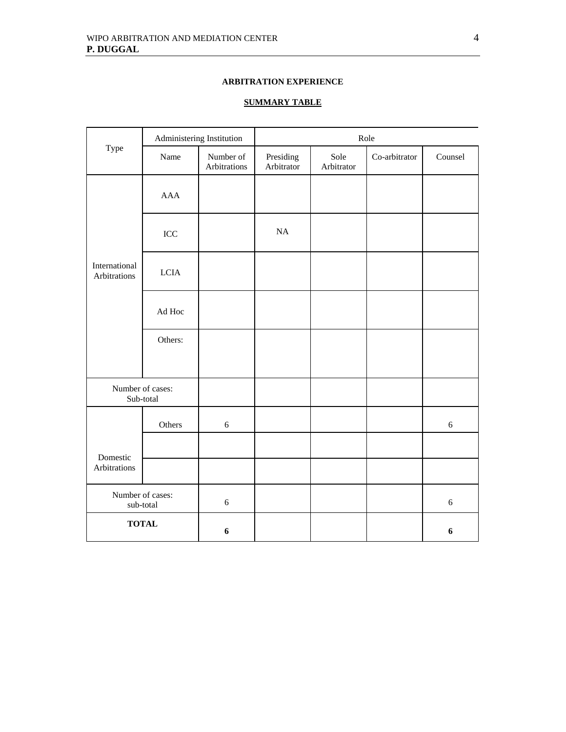**ARBITRATION EXPERIENCE**

**SUMMARY TABLE**

| Type | Administering Institution | | Role | | | |
|---|---|---|---|---|---|---|
| | Name | Number of Arbitrations | Presiding Arbitrator | Sole Arbitrator | Co-arbitrator | Counsel |
| International Arbitrations | AAA | | | | | |
| | ICC | | NA | | | |
| | LCIA | | | | | |
| | Ad Hoc | | | | | |
| | Others: | | | | | |
| Number of cases: Sub-total | | | | | | |
| Domestic Arbitrations | Others | 6 | | | | 6 |
| | | | | | | |
| | | | | | | |
| Number of cases: sub-total | | 6 | | | | 6 |
| **TOTAL** | | **6** | | | | **6** |